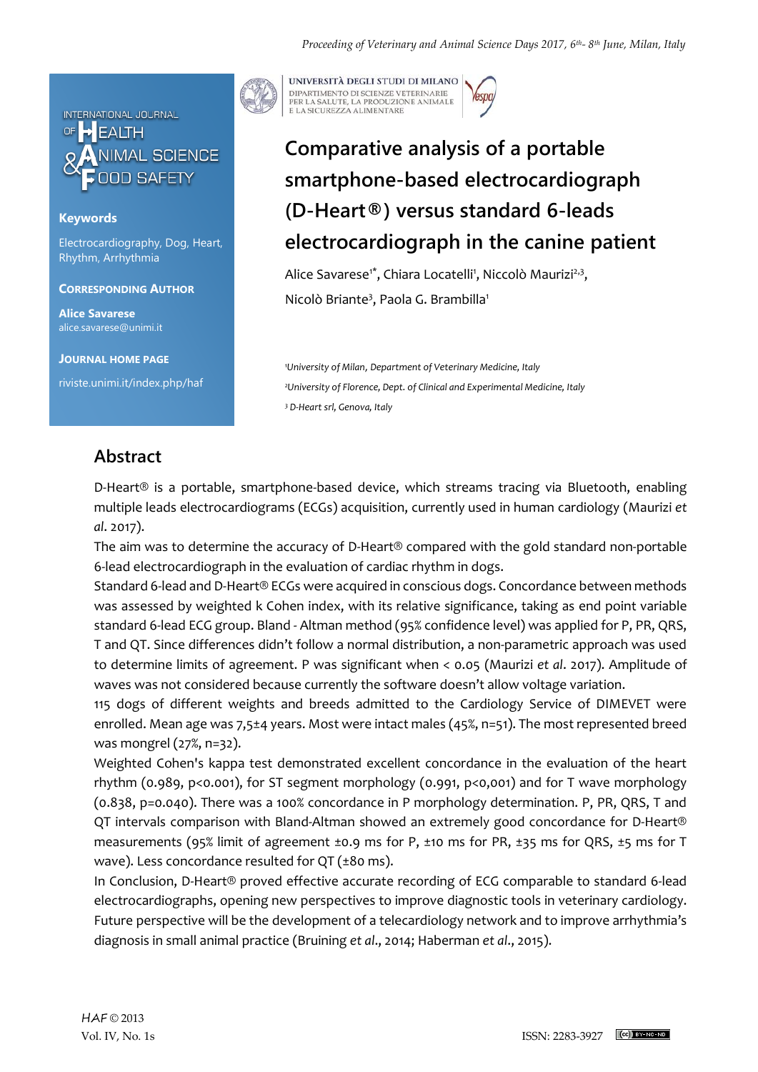# Comparative analysis of a portable smartphone-based electrocardiograph (D-Heart®) versus standard 6-leads electrocardiograph in the canine patient

Alice Savarese[1*], Chiara Locatelli[1], Niccolò Maurizi[2,3], Nicolò Briante[3], Paola G. Brambilla[1]

[1]University of Milan, Department of Veterinary Medicine, Italy

[2]University of Florence, Dept. of Clinical and Experimental Medicine, Italy

[3] D-Heart srl, Genova, Italy

**Keywords**

Electrocardiography, Dog, Heart, Rhythm, Arrhythmia

**Corresponding Author**

**Alice Savarese**
alice.savarese@unimi.it

**Journal Home Page**

riviste.unimi.it/index.php/haf

## Abstract

D-Heart® is a portable, smartphone-based device, which streams tracing via Bluetooth, enabling multiple leads electrocardiograms (ECGs) acquisition, currently used in human cardiology (Maurizi *et al*. 2017).

The aim was to determine the accuracy of D-Heart® compared with the gold standard non-portable 6-lead electrocardiograph in the evaluation of cardiac rhythm in dogs.

Standard 6-lead and D-Heart® ECGs were acquired in conscious dogs. Concordance between methods was assessed by weighted k Cohen index, with its relative significance, taking as end point variable standard 6-lead ECG group. Bland - Altman method (95% confidence level) was applied for P, PR, QRS, T and QT. Since differences didn't follow a normal distribution, a non-parametric approach was used to determine limits of agreement. P was significant when < 0.05 (Maurizi *et al*. 2017). Amplitude of waves was not considered because currently the software doesn't allow voltage variation.

115 dogs of different weights and breeds admitted to the Cardiology Service of DIMEVET were enrolled. Mean age was 7,5±4 years. Most were intact males (45%, n=51). The most represented breed was mongrel (27%, n=32).

Weighted Cohen's kappa test demonstrated excellent concordance in the evaluation of the heart rhythm (0.989, p<0.001), for ST segment morphology (0.991, p<0,001) and for T wave morphology (0.838, p=0.040). There was a 100% concordance in P morphology determination. P, PR, QRS, T and QT intervals comparison with Bland-Altman showed an extremely good concordance for D-Heart® measurements (95% limit of agreement ±0.9 ms for P, ±10 ms for PR, ±35 ms for QRS, ±5 ms for T wave). Less concordance resulted for QT (±80 ms).

In Conclusion, D-Heart® proved effective accurate recording of ECG comparable to standard 6-lead electrocardiographs, opening new perspectives to improve diagnostic tools in veterinary cardiology. Future perspective will be the development of a telecardiology network and to improve arrhythmia's diagnosis in small animal practice (Bruining *et al*., 2014; Haberman *et al*., 2015).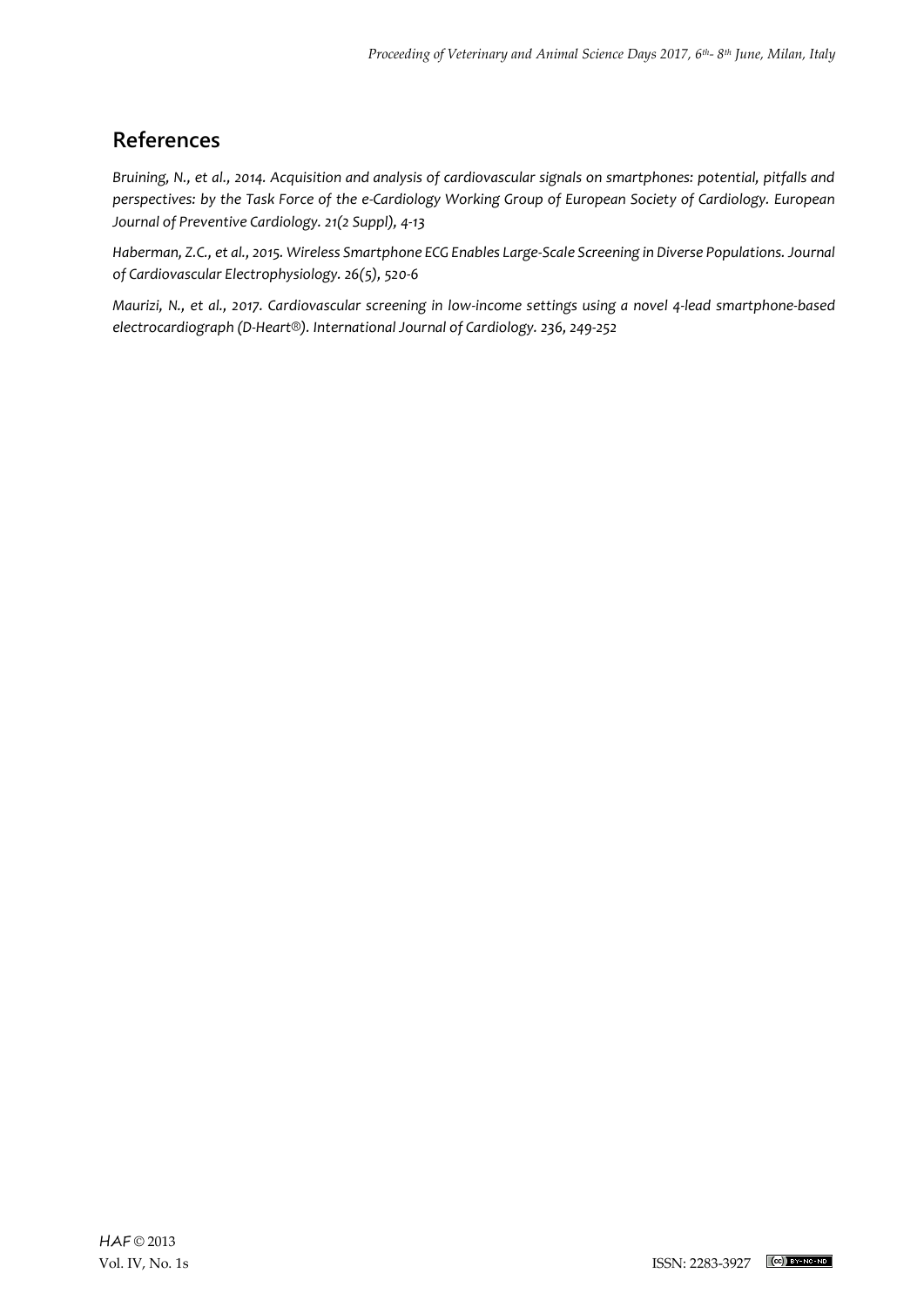## References

*Bruining, N., et al., 2014. Acquisition and analysis of cardiovascular signals on smartphones: potential, pitfalls and perspectives: by the Task Force of the e-Cardiology Working Group of European Society of Cardiology. European Journal of Preventive Cardiology. 21(2 Suppl), 4-13*

*Haberman, Z.C., et al., 2015. Wireless Smartphone ECG Enables Large-Scale Screening in Diverse Populations. Journal of Cardiovascular Electrophysiology. 26(5), 520-6*

*Maurizi, N., et al., 2017. Cardiovascular screening in low-income settings using a novel 4-lead smartphone-based electrocardiograph (D-Heart®). International Journal of Cardiology. 236, 249-252*